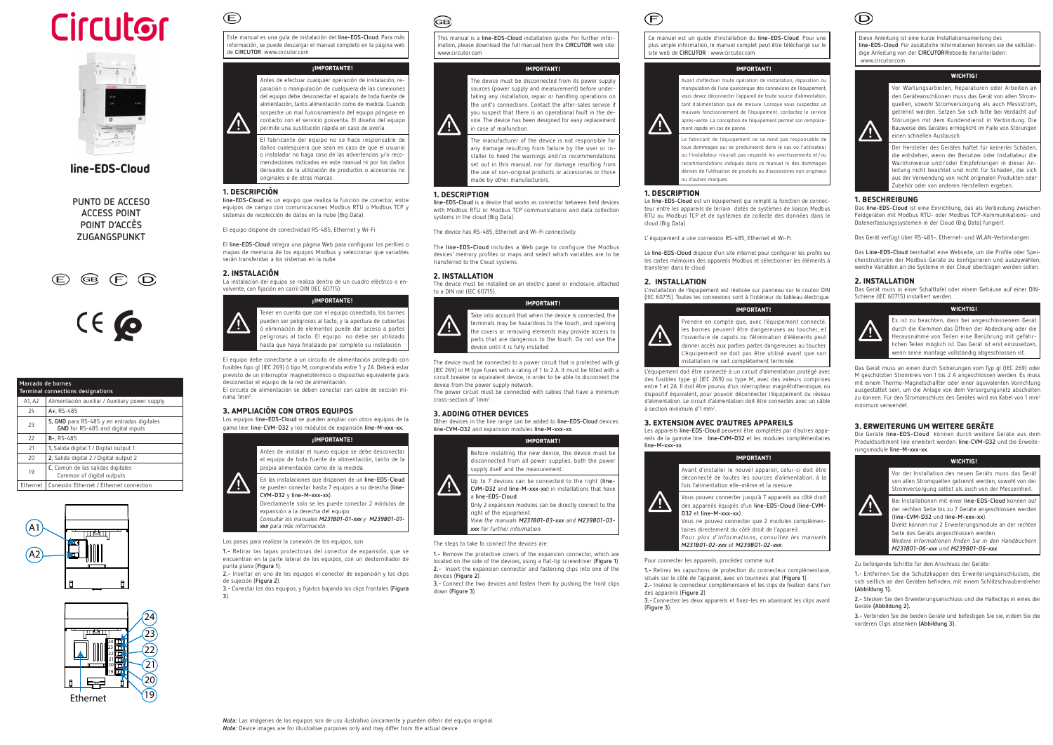# Circutor

# line-EDS-Cloud

PUNTO DE ACCESO
ACCESS POINT
POINT D'ACCÈS
ZUGANGSPUNKT

| Marcado de bornes / Terminal connections designations | |
|---|---|
| A1, A2 | Alimentación auxiliar / Auxiliary power supply |
| 24 | A+, RS-485 |
| 23 | S, GND para RS-485 y en entradas digitales / GND for RS-485 and digital inputs |
| 22 | B-, RS-485 |
| 21 | 1, Salida digital 1 / Digital output 1 |
| 20 | 2, Salida digital 2 / Digital output 2 |
| 19 | C, Común de las salidas digitales / Common of digital outputs |
| Ethernet | Conexión Ethernet / Ethernet connection |

A1
A2

24
23
22
21
20
19
Ethernet

## (E)

Este manual es una guía de instalación del **line-EDS-Cloud**. Para más información, se puede descargar el manual completo en la página web de **CIRCUTOR**: www.circutor.com

**¡IMPORTANTE!**

Antes de efectuar cualquier operación de instalación, reparación o manipulación de cualquiera de las conexiones del equipo debe desconectar el aparato de toda fuente de alimentación, tanto alimentación como de medida. Cuando sospeche un mal funcionamiento del equipo póngase en contacto con el servicio posventa. El diseño del equipo permite una sustitución rápida en caso de avería.

El fabricante del equipo no se hace responsable de daños cualesquiera que sean en caso de que el usuario o instalador no haga caso de las advertencias y/o recomendaciones indicadas en este manual ni por los daños derivados de la utilización de productos o accesorios no originales o de otras marcas.

### 1. DESCRIPCIÓN

**line-EDS-Cloud** es un equipo que realiza la función de conector, entre equipos de campo con comunicaciones Modbus RTU o Modbus TCP y sistemas de recolección de datos en la nube (Big Data).

El equipo dispone de conectividad RS-485, Ethernet y Wi-Fi.

El **line-EDS-Cloud** integra una página Web para configurar los perfiles o mapas de memoria de los equipos Modbus y seleccionar que variables serán transferidas a los sistemas en la nube.

### 2. INSTALACIÓN

La instalación del equipo se realiza dentro de un cuadro eléctrico o envolvente, con fijación en carril DIN (IEC 60715).

**¡IMPORTANTE!**

Tener en cuenta que con el equipo conectado, los bornes pueden ser peligrosos al tacto, y la apertura de cubiertas ó eliminación de elementos puede dar acceso a partes peligrosas al tacto. El equipo no debe ser utilizado hasta que haya finalizado por completo su instalación

El equipo debe conectarse a un circuito de alimentación protegido con fusibles tipo gl (IEC 269) ó tipo M, comprendido entre 1 y 2A. Deberá estar previsto de un interruptor magnetotérmico o dispositivo equivalente para desconectar el equipo de la red de alimentación.
El circuito de alimentación se deben conectar con cable de sección mínima 1mm$^2$.

### 3. AMPLIACIÓN CON OTROS EQUIPOS

Los equipos **line-EDS-Cloud** se pueden ampliar con otros equipos de la gama line: **line-CVM-D32** y los módulos de expansión **line-M-xxx-xx.**

**¡IMPORTANTE!**

Antes de instalar el nuevo equipo se debe desconectar el equipo de toda fuente de alimentación, tanto de la propia alimentación como de la medida.

En las instalaciones que disponen de un **line-EDS-Cloud** se pueden conectar hasta 7 equipos a su derecha (**line-CVM-D32** y **line-M-xxx-xx**).
Directamente solo se les puede conectar 2 módulos de expansión a la derecha del equipo.
*Consultar los manuales **M231B01-01-xxx** y **M239B01-01-xxx** para más información.*

Los pasos para realizar la conexión de los equipos, son:

**1.-** Retirar las tapas protectoras del conector de expansión, que se encuentran en la parte lateral de los equipos, con un destornillador de punta plana (**Figura 1**).
**2.-** Insertar en uno de los equipos el conector de expansión y los clips de sujeción (**Figura 2**).
**3.-** Conectar los dos equipos, y fijarlos bajando los clips frontales (**Figura 3**).

## (GB)

This manual is a **line-EDS-Cloud** installation guide. For further information, please download the full manual from the **CIRCUTOR** web site: www.circutor.com

**IMPORTANT!**

The device must be disconnected from its power supply sources (power supply and measurement) before undertaking any installation, repair or handling operations on the unit's connections. Contact the after-sales service if you suspect that there is an operational fault in the device. The device has been designed for easy replacement in case of malfunction.

The manufacturer of the device is not responsible for any damage resulting from failure by the user or installer to heed the warnings and/or recommendations set out in this manual, nor for damage resulting from the use of non-original products or accessories or those made by other manufacturers.

### 1. DESCRIPTION

**line-EDS-Cloud** is a device that works as connector between field devices with Modbus RTU or Modbus TCP communications and data collection systems in the cloud (Big Data).

The device has RS-485, Ethernet and Wi-Fi connectivity.

The **line-EDS-Cloud** includes a Web page to configure the Modbus devices' memory profiles or maps and select which variables are to be transferred to the Cloud systems.

### 2. INSTALLATION

The device must be installed on an electric panel or enclosure, attached to a DIN rail (IEC 60715).

**IMPORTANT!**

Take into account that when the device is connected, the terminals may be hazardous to the touch, and opening the covers or removing elements may provide access to parts that are dangerous to the touch. Do not use the device until it is fully installed

The device must be connected to a power circuit that is protected with gl (IEC 269) or M type fuses with a rating of 1 to 2 A. It must be fitted with a circuit breaker or equivalent device, in order to be able to disconnect the device from the power supply network.
The power circuit must be connected with cables that have a minimum cross-section of 1mm$^2$.

### 3. ADDING OTHER DEVICES

Other devices in the line range can be added to **line-EDS-Cloud** devices: **line-CVM-D32** and expansion modules **line-M-xxx-xx**.

**IMPORTANT!**

Before installing the new device, the device must be disconnected from all power supplies, both the power supply itself and the measurement.

Up to 7 devices can be connected to the right (**line-CVM-D32** and **line-M-xxx-xx**) in installations that have a **line-EDS-Cloud**.
Only 2 expansion modules can be directly connect to the right of the equipment.
*View the manuals **M231B01-03-xxx** and **M239B01-03-xxx** for further information.*

The steps to take to connect the devices are:

**1.-** Remove the protective covers of the expansion connector, which are located on the side of the devices, using a flat-tip screwdriver (**Figure 1**).
**2.-** Insert the expansion connector and fastening clips into one of the devices (**Figure 2**).
**3.-** Connect the two devices and fasten them by pushing the front clips down (**Figure 3**).

## (F)

Ce manuel est un guide d'installation du **line-EDS-Cloud**. Pour une plus ample information, le manuel complet peut être téléchargé sur le site web de **CIRCUTOR** : www.circutor.com

**IMPORTANT!**

Avant d'effectuer toute opération de installation, réparation ou manipulation de l'une quelconque des connexions de l'équipement, vous devez déconnecter l'appareil de toute source d'alimentation, tant d'alimentation que de mesure. Lorsque vous suspectez un mauvais fonctionnement de l'équipement, contactez le service après-vente. La conception de l'équipement permet son remplacement rapide en cas de panne.

Le fabricant de l'équipement ne se rend pas responsable de tous dommages qui se produiraient dans le cas où l'utilisateur ou l'installateur n'aurait pas respecté les avertissements et/ou recommandations indiqués dans ce manuel ni des dommages dérivés de l'utilisation de produits ou d'accessoires non originaux ou d'autres marques.

### 1. DESCRIPTION

Le **line-EDS-Cloud** est un équipement qui remplit la fonction de connecteur entre les appareils de terrain dotés de systèmes de liaison Modbus RTU ou Modbus TCP et de systèmes de collecte des données dans le cloud (Big Data).

L' équipement a une connexion RS-485, Ethernet et Wi-Fi.

Le **line-EDS-Cloud** dispose d'un site internet pour configurer les profils ou les cartes mémoires des appareils Modbus et sélectionner les éléments à transférer dans le cloud.

### 2. INSTALLATION

L'installation de l'équipement est réalisée sur panneau sur le couloir DIN (IEC 60715). Toutes les connexions sont à l'intérieur du tableau électrique.

**IMPORTANT!**

Prendre en compte que, avec l'équipement connecté, les bornes peuvent être dangereuses au toucher, et l'ouverture de capots ou l'élimination d'éléments peut donner accès aux parties parties dangereuses au toucher. L'équipement ne doit pas être utilisé avant que son installation ne soit complètement terminée.

L'équipement doit être connecté à un circuit d'alimentation protégé avec des fusibles type gl (IEC 269) ou type M, avec des valeurs comprises entre 1 et 2A. Il doit être pourvu d'un interrupteur magnétothermique, ou dispositif équivalent, pour pouvoir déconnecter l'équipement du réseau d'alimentation. Le circuit d'alimentation doit être connectés avec un câble à section minimum d'1 mm$^2$.

### 3. EXTENSION AVEC D'AUTRES APPAREILS

Les appareils **line-EDS-Cloud** peuvent être complétés par d'autres appareils de la gamme line : **line-CVM-D32** et les modules complémentaires **line-M-xxx-xx**.

**IMPORTANT!**

Avant d'installer le nouvel appareil, celui-ci doit être déconnecté de toutes les sources d'alimentation, à la fois l'alimentation elle-même et la mesure.

Vous pouvez connecter jusqu'à 7 appareils au côté droit des appareils équipés d'un **line-EDS-Cloud** (**line-CVM-D32** et **line-M-xxx-xx**).
Vous ne pouvez connecter que 2 modules complémentaires directement du côté droit de l'appareil.
*Pour plus d'informations, consultez les manuels **M231B01-02-xxx** et **M239B01-02-xxx**.*

Pour connecter les appareils, procédez comme suit :

**1.-** Retirez les capuchons de protection du connecteur complémentaire, situés sur le côté de l'appareil, avec un tournevis plat (**Figure 1**).
**2.-** Insérez le connecteur complémentaire et les clips de fixation dans l'un des appareils (**Figure 2**).
**3.-** Connectez les deux appareils et fixez-les en abaissant les clips avant (**Figure 3**).

## (D)

Diese Anleitung ist eine kurze Installationsanleitung des **line-EDS-Cloud**. Für zusätzliche Informationen können sie die vollständige Anleitung von der **CIRCUTOR**Webseite herunterladen: www.circutor.com

**WICHTIG!**

Vor Wartungsarbeiten, Reparaturen oder Arbeiten an den Geräteanschlüssen muss das Gerät von allen Stromquellen, sowohl Stromversorgung als auch Messstrom, getrennt werden. Setzen Sie sich bitte bei Verdacht auf Störungen mit dem Kundendienst in Verbindung. Die Bauweise des Gerätes ermöglicht im Falle von Störungen einen schnellen Austausch.

Der Hersteller des Gerätes haftet für keinerlei Schäden, die entstehen, wenn der Benutzer oder Installateur die Warnhinweise und/oder Empfehlungen in dieser Anleitung nicht beachtet und nicht für Schäden, die sich aus der Verwendung von nicht originalen Produkten oder Zubehör oder von anderen Herstellern ergeben.

### 1. BESCHREIBUNG

Das **line-EDS-Cloud** ist eine Einrichtung, das als Verbindung zwischen Feldgeräten mit Modbus RTU- oder Modbus TCP-Kommunikations- und Datenerfassungssystemen in der Cloud (Big Data) fungiert.

Das Gerät verfügt über RS-485-, Ethernet- und WLAN-Verbindungen.

Das **Line-EDS-Cloud** beinhaltet eine Webseite, um die Profile oder Speicherstrukturen der Modbus-Geräte zu konfigurieren und auszuwählen, welche Variablen an die Systeme in der Cloud übertragen werden sollen.

### 2. INSTALLATION

Das Gerät muss in einer Schalttafel oder einem Gehäuse auf einer DIN-Schiene (IEC 60715) installiert werden.

**WICHTIG!**

Es ist zu beachten, dass bei angeschlossenem Gerät durch die Klemmen,das Öffnen der Abdeckung oder die Herausnahme von Teilen eine Berührung mit gefährlichen Teilen möglich ist. Das Gerät ist erst einzusetzen, wenn seine montage vollständig abgeschlossen ist.

Das Gerät muss an einen durch Sicherungen vom Typ gl (IEC 269) oder M geschützten Stromkreis von 1 bis 2 A angeschlossen werden. Es muss mit einem Thermo-Magnetschallter oder einer äquivalenten Vorrichtung ausgestattet sein, um die Anlage von dem Versorgungsnetz abschalten zu können. Für den Stromanschluss des Gerätes wird ein Kabel von 1 mm$^2$ minimum verwendet.

### 3. ERWEITERUNG UM WEITERE GERÄTE

Die Geräte **line-EDS-Cloud** können durch weitere Geräte aus dem Produktsortiment line erweitert werden: **line-CVM-D32** und die Erweiterungsmodule **line-M-xxx-xx**.

**WICHTIG!**

Vor der Installation des neuen Geräts muss das Gerät von allen Stromquellen getrennt werden, sowohl von der Stromversorgung selbst als auch von der Messeinheit.

Bei Installationen mit einer **line-EDS-Cloud** können auf der rechten Seite bis zu 7 Geräte angeschlossen werden (**line-CVM-D32** und **line-M-xxx-xx**).
Direkt können nur 2 Erweiterungsmodule an der rechten Seite des Geräts angeschlossen werden.
*Weitere Informationen finden Sie in den Handbüchern **M231B01-06-xxx** und **M239B01-06-xxx**.*

Zu befolgende Schritte für den Anschluss der Geräte:

**1.-** Entfernen Sie die Schutzkappen des Erweiterungsanschlusses, die sich seitlich an den Geräten befinden, mit einem Schlitzschraubendreher **(Abbildung 1).**
**2.-** Stecken Sie den Erweiterungsanschluss und die Halteclips in eines der Geräte **(Abbildung 2).**
**3.-** Verbinden Sie die beiden Geräte und befestigen Sie sie, indem Sie die vorderen Clips absenken **(Abbildung 3).**

***Nota:*** Las imágenes de los equipos son de uso ilustrativo únicamente y pueden diferir del equipo original.
***Note:*** Device images are for illustrative purposes only and may differ from the actual device.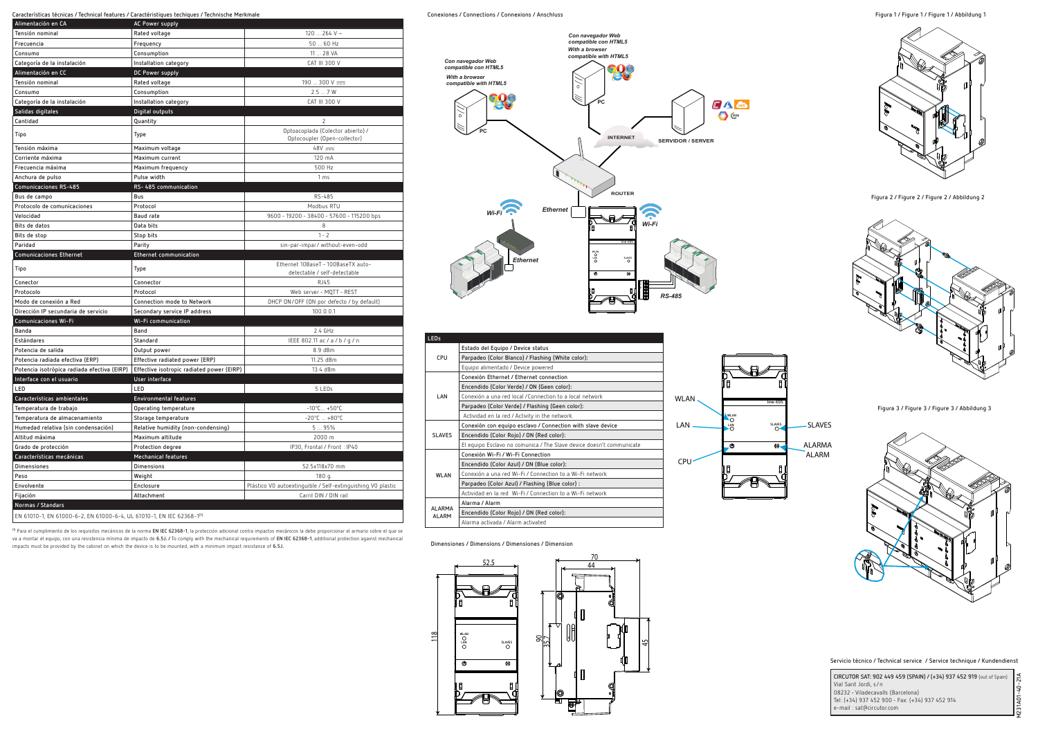## Características técnicas / Technical features / Caractéristiques techiques / Technische Merkmale

| | | |
|---|---|---|
| **Alimentación en CA** | **AC Power supply** | |
| Tensión nominal | Rated voltage | 120 ... 264 V ~ |
| Frecuencia | Frequency | 50 ... 60 Hz |
| Consumo | Consumption | 11 ... 28 VA |
| Categoría de la instalación | Installation category | CAT III 300 V |
| **Alimentación en CC** | **DC Power supply** | |
| Tensión nominal | Rated voltage | 190 ... 300 V ⎓ |
| Consumo | Consumption | 2.5 ... 7 W |
| Categoría de la instalación | Installation category | CAT III 300 V |
| **Salidas digitales** | **Digital outputs** | |
| Cantidad | Quantity | 2 |
| Tipo | Type | Optoacoplada (Colector abierto) / Optocoupler (Open-collector) |
| Tensión máxima | Maximum voltage | 48V ⎓ |
| Corriente máxima | Maximum current | 120 mA |
| Frecuencia máxima | Maximum frequency | 500 Hz |
| Anchura de pulso | Pulse width | 1 ms |
| **Comunicaciones RS-485** | **RS- 485 communication** | |
| Bus de campo | Bus | RS-485 |
| Protocolo de comunicaciones | Protocol | Modbus RTU |
| Velocidad | Baud rate | 9600 - 19200 - 38400 - 57600 - 115200 bps |
| Bits de datos | Data bits | 8 |
| Bits de stop | Stop bits | 1 - 2 |
| Paridad | Parity | sin-par-impar/ without-even-odd |
| **Comunicaciones Ethernet** | **Ethernet communication** | |
| Tipo | Type | Ethernet 10BaseT - 100BaseTX auto-detectable / self-detectable |
| Conector | Connector | RJ45 |
| Protocolo | Protocol | Web server - MQTT - REST |
| Modo de conexión a Red | Connection mode to Network | DHCP ON/OFF (ON por defecto / by default) |
| Dirección IP secundaria de servicio | Secondary service IP address | 100.0.0.1 |
| **Comunicaciones Wi-Fi** | **Wi-Fi communication** | |
| Banda | Band | 2.4 GHz |
| Estándares | Standard | IEEE 802.11 ac / a / b / g / n |
| Potencia de salida | Output power | 8.9 dBm |
| Potencia radiada efectiva (ERP) | Effective radiated power (ERP) | 11.25 dBm |
| Potencia isotrópica radiada efectiva (EIRP) | Effective isotropic radiated power (EIRP) | 13.4 dBm |
| **Interface con el usuario** | **User interface** | |
| LED | LED | 5 LEDs |
| **Características ambientales** | **Environmental features** | |
| Temperatura de trabajo | Operating temperature | -10ºC... +50ºC |
| Temperatura de almacenamiento | Storage temperature | -20ºC ... +80ºC |
| Humedad relativa (sin condensación) | Relative humidity (non-condensing) | 5 ... 95% |
| Altitud máxima | Maximum altitude | 2000 m |
| Grado de protección | Protection degree | IP30, Frontal / Front : IP40 |
| **Características mecánicas** | **Mechanical features** | |
| Dimensiones | Dimensions | 52.5x118x70 mm |
| Peso | Weight | 180 g. |
| Envolvente | Enclosure | Plástico V0 autoextinguible / Self-extinguishing V0 plastic |
| Fijación | Attachment | Carril DIN / DIN rail |
| **Normas / Standars** | | |
| EN 61010-1, EN 61000-6-2, EN 61000-6-4, UL 61010-1, EN IEC 62368-1[(1)] | | |

[(1)] Para el cumplimiento de los requisitos mecánicos de la norma **EN IEC 62368-1**, la protección adicional contra impactos mecánicos la debe proporcionar el armario sobre el que se va a montar el equipo, con una resistencia mínima de impacto de **6.5J.** / To comply with the mechanical requirements of **EN IEC 62368-1**, additional protection against mechanical impacts must be provided by the cabinet on which the device is to be mounted, with a minimum impact resistance of **6.5J.**

## Conexiones / Connections / Connexions / Anschluss

Con navegador Web compatible con HTML5
With a browser compatible with HTML5
PC
INTERNET
SERVIDOR / SERVER
ROUTER
Wi-Fi
Ethernet
RS-485

## LEDs

| LEDs | | |
|---|---|---|
| CPU | Estado del Equipo / Device status | |
| | Parpadeo (Color Blanco) / Flashing (White color): | |
| | Equipo alimentado / Device powered | |
| LAN | Conexión Ethernet / Ethernet connection | |
| | Encendido (Color Verde) / ON (Geen color): | |
| | Conexión a una red local /Connection to a local network | |
| | Parpadeo (Color Verde) / Flashing (Geen color): | |
| | Actividad en la red / Activity in the network | |
| SLAVES | Conexión con equipo esclavo / Connection with slave device | |
| | Encendido (Color Rojo) / ON (Red color): | |
| | El equipo Esclavo no comunica / The Slave device doesn't communicate | |
| WLAN | Conexión Wi-Fi / Wi-Fi Connection | |
| | Encendido (Color Azul) / ON (Blue color): | |
| | Conexión a una red Wi-Fi / Connection to a Wi-Fi network | |
| | Parpadeo (Color Azul) / Flashing (Blue color) : | |
| | Actividad en la red Wi-Fi / Connection to a Wi-Fi network | |
| ALARMA ALARM | Alarma / Alarm | |
| | Encendido (Color Rojo) / ON (Red color): | |
| | Alarma activada / Alarm activated | |

WLAN
LAN
CPU
SLAVES
ALARMA
ALARM

## Dimensiones / Dimensions / Dimensiones / Dimension

52.5
118
70
44
90
35.7
45

Figura 1 / Figure 1 / Figure 1 / Abbildung 1

Figura 2 / Figure 2 / Figure 2 / Abbildung 2

Figura 3 / Figure 3 / Figure 3 / Abbildung 3

## Servicio técnico / Technical service / Service technique / Kundendienst

**CIRCUTOR SAT: 902 449 459 (SPAIN) / (+34) 937 452 919** (out of Spain)
Vial Sant Jordi, s/n
08232 - Viladecavalls (Barcelona)
Tel: (+34) 937 452 900 - Fax: (+34) 937 452 914
e-mail : sat@circutor.com

M231A01-40-21A